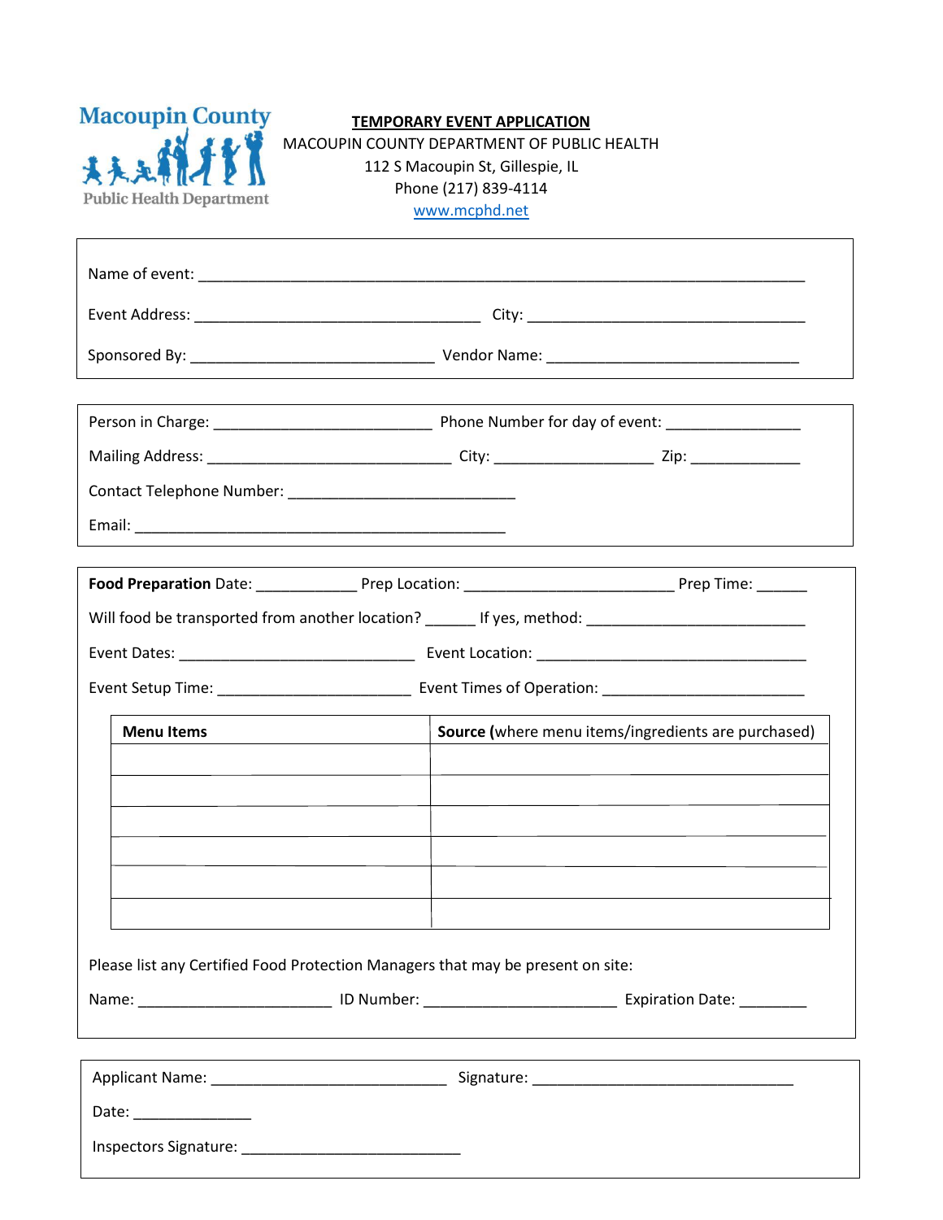Macoupin County
Public Health Department

**TEMPORARY EVENT APPLICATION**

MACOUPIN COUNTY DEPARTMENT OF PUBLIC HEALTH

112 S Macoupin St, Gillespie, IL

Phone (217) 839-4114

www.mcphd.net

Name of event: ______________________________________________________________________

Event Address: ________________________________ City: _______________________________

Sponsored By: ___________________________ Vendor Name: ____________________________

Person in Charge: ________________________ Phone Number for day of event: _______________

Mailing Address: ___________________________ City: __________________ Zip: ____________

Contact Telephone Number: _________________________

Email: ___________________________________________

**Food Preparation** Date: ___________ Prep Location: _______________________ Prep Time: ______

Will food be transported from another location? ______ If yes, method: ________________________

Event Dates: __________________________ Event Location: ______________________________

Event Setup Time: ______________________ Event Times of Operation: ______________________

| **Menu Items** | **Source (**where menu items/ingredients are purchased) |
|---|---|
| | |
| | |
| | |
| | |
| | |
| | |

Please list any Certified Food Protection Managers that may be present on site:

Name: ______________________ ID Number: ______________________ Expiration Date: ________

Applicant Name: ___________________________ Signature: ______________________________

Date: ______________

Inspectors Signature: _________________________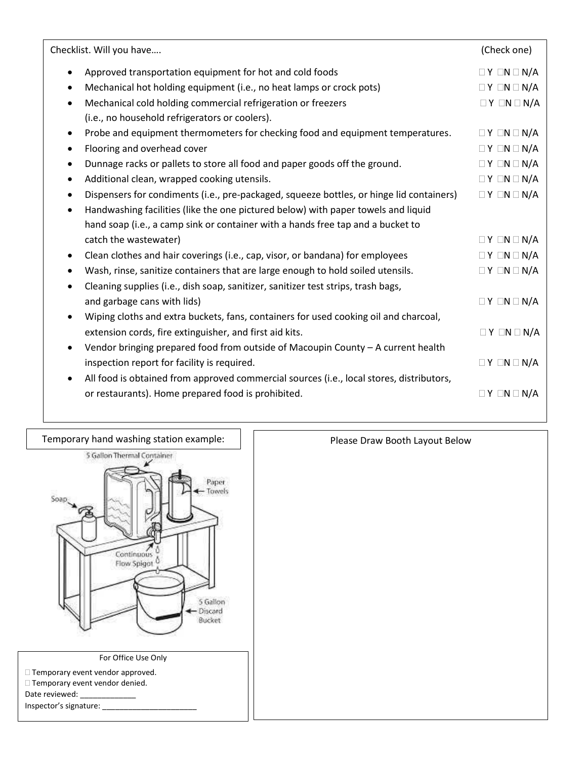Checklist. Will you have…. (Check one)

- Approved transportation equipment for hot and cold foods ☐ Y ☐N ☐ N/A
- Mechanical hot holding equipment (i.e., no heat lamps or crock pots) ☐ Y ☐N ☐ N/A
- Mechanical cold holding commercial refrigeration or freezers (i.e., no household refrigerators or coolers). ☐ Y ☐N ☐ N/A
- Probe and equipment thermometers for checking food and equipment temperatures. ☐ Y ☐N ☐ N/A
- Flooring and overhead cover ☐ Y ☐N ☐ N/A
- Dunnage racks or pallets to store all food and paper goods off the ground. ☐ Y ☐N ☐ N/A
- Additional clean, wrapped cooking utensils. ☐ Y ☐N ☐ N/A
- Dispensers for condiments (i.e., pre-packaged, squeeze bottles, or hinge lid containers) ☐ Y ☐N ☐ N/A
- Handwashing facilities (like the one pictured below) with paper towels and liquid hand soap (i.e., a camp sink or container with a hands free tap and a bucket to catch the wastewater) ☐ Y ☐N ☐ N/A
- Clean clothes and hair coverings (i.e., cap, visor, or bandana) for employees ☐ Y ☐N ☐ N/A
- Wash, rinse, sanitize containers that are large enough to hold soiled utensils. ☐ Y ☐N ☐ N/A
- Cleaning supplies (i.e., dish soap, sanitizer, sanitizer test strips, trash bags, and garbage cans with lids) ☐ Y ☐N ☐ N/A
- Wiping cloths and extra buckets, fans, containers for used cooking oil and charcoal, extension cords, fire extinguisher, and first aid kits. ☐ Y ☐N ☐ N/A
- Vendor bringing prepared food from outside of Macoupin County – A current health inspection report for facility is required. ☐ Y ☐N ☐ N/A
- All food is obtained from approved commercial sources (i.e., local stores, distributors, or restaurants). Home prepared food is prohibited. ☐ Y ☐N ☐ N/A

Temporary hand washing station example:

5 Gallon Thermal Container

Paper Towels

Soap

Continuous Flow Spigot

5 Gallon Discard Bucket

For Office Use Only

☐ Temporary event vendor approved.
☐ Temporary event vendor denied.
Date reviewed: _____________
Inspector's signature: ______________________

Please Draw Booth Layout Below